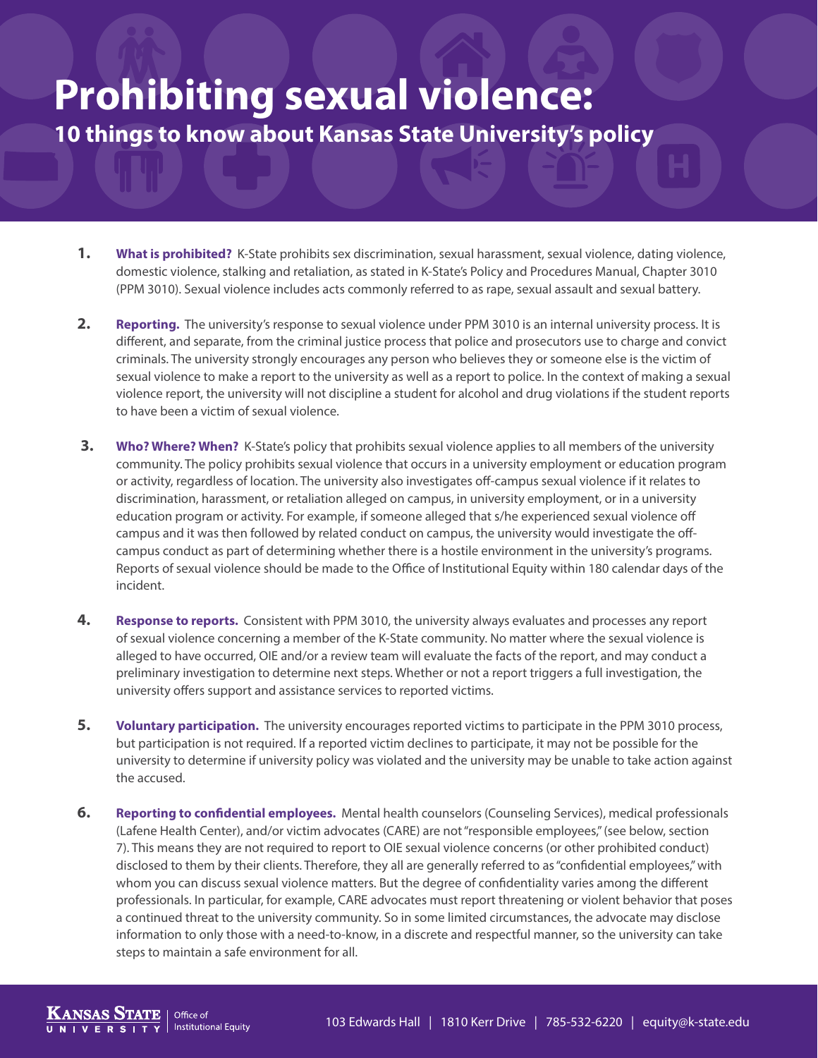# Prohibiting sexual violence:

## 10 things to know about Kansas State University's policy

1. **What is prohibited?** K-State prohibits sex discrimination, sexual harassment, sexual violence, dating violence, domestic violence, stalking and retaliation, as stated in K-State's Policy and Procedures Manual, Chapter 3010 (PPM 3010). Sexual violence includes acts commonly referred to as rape, sexual assault and sexual battery.

2. **Reporting.** The university's response to sexual violence under PPM 3010 is an internal university process. It is different, and separate, from the criminal justice process that police and prosecutors use to charge and convict criminals. The university strongly encourages any person who believes they or someone else is the victim of sexual violence to make a report to the university as well as a report to police. In the context of making a sexual violence report, the university will not discipline a student for alcohol and drug violations if the student reports to have been a victim of sexual violence.

3. **Who? Where? When?** K-State's policy that prohibits sexual violence applies to all members of the university community. The policy prohibits sexual violence that occurs in a university employment or education program or activity, regardless of location. The university also investigates off-campus sexual violence if it relates to discrimination, harassment, or retaliation alleged on campus, in university employment, or in a university education program or activity. For example, if someone alleged that s/he experienced sexual violence off campus and it was then followed by related conduct on campus, the university would investigate the off-campus conduct as part of determining whether there is a hostile environment in the university's programs. Reports of sexual violence should be made to the Office of Institutional Equity within 180 calendar days of the incident.

4. **Response to reports.** Consistent with PPM 3010, the university always evaluates and processes any report of sexual violence concerning a member of the K-State community. No matter where the sexual violence is alleged to have occurred, OIE and/or a review team will evaluate the facts of the report, and may conduct a preliminary investigation to determine next steps. Whether or not a report triggers a full investigation, the university offers support and assistance services to reported victims.

5. **Voluntary participation.** The university encourages reported victims to participate in the PPM 3010 process, but participation is not required. If a reported victim declines to participate, it may not be possible for the university to determine if university policy was violated and the university may be unable to take action against the accused.

6. **Reporting to confidential employees.** Mental health counselors (Counseling Services), medical professionals (Lafene Health Center), and/or victim advocates (CARE) are not "responsible employees," (see below, section 7). This means they are not required to report to OIE sexual violence concerns (or other prohibited conduct) disclosed to them by their clients. Therefore, they all are generally referred to as "confidential employees," with whom you can discuss sexual violence matters. But the degree of confidentiality varies among the different professionals. In particular, for example, CARE advocates must report threatening or violent behavior that poses a continued threat to the university community. So in some limited circumstances, the advocate may disclose information to only those with a need-to-know, in a discrete and respectful manner, so the university can take steps to maintain a safe environment for all.

Kansas State University | Office of Institutional Equity

103 Edwards Hall | 1810 Kerr Drive | 785-532-6220 | equity@k-state.edu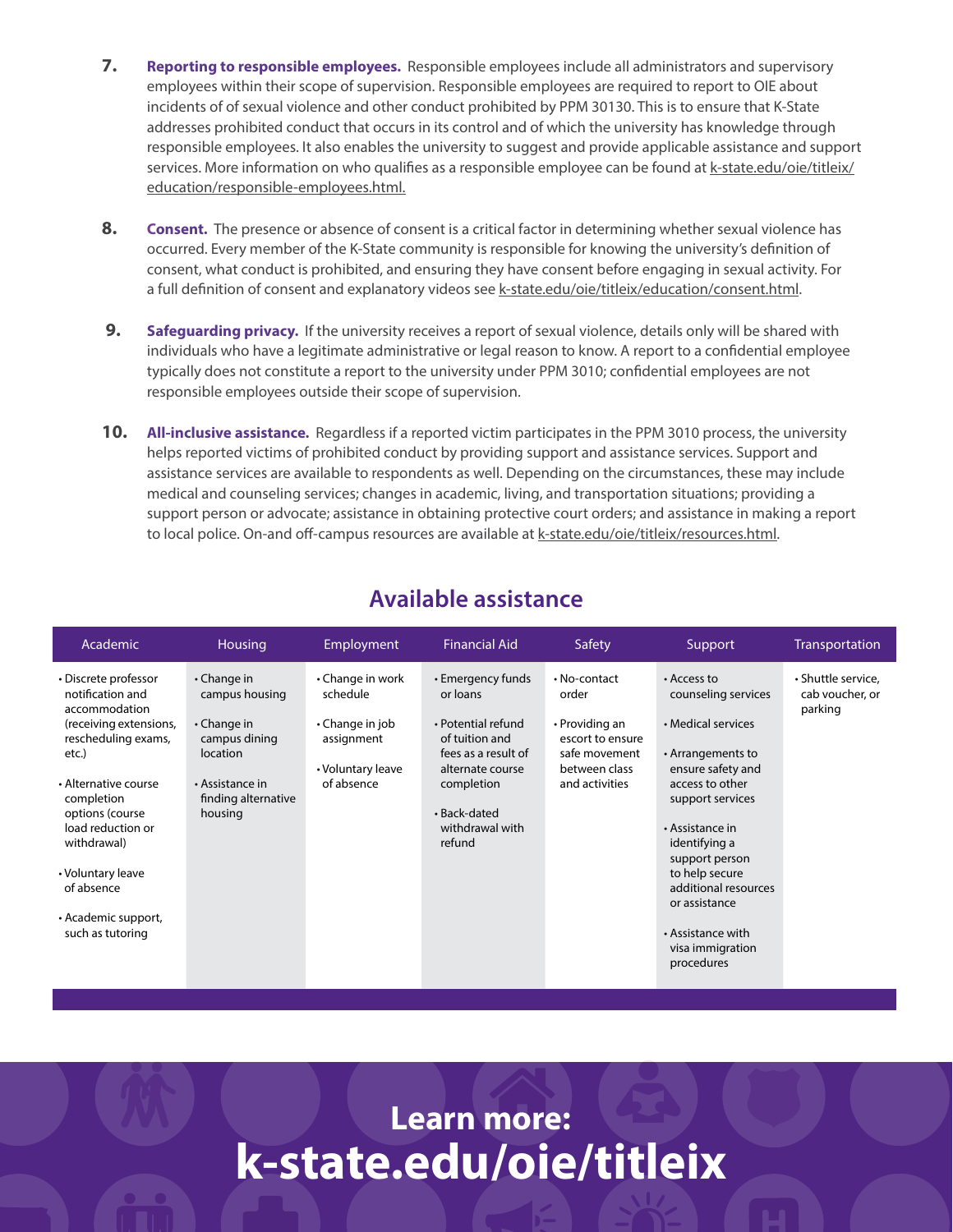7. **Reporting to responsible employees.** Responsible employees include all administrators and supervisory employees within their scope of supervision. Responsible employees are required to report to OIE about incidents of of sexual violence and other conduct prohibited by PPM 30130. This is to ensure that K-State addresses prohibited conduct that occurs in its control and of which the university has knowledge through responsible employees. It also enables the university to suggest and provide applicable assistance and support services. More information on who qualifies as a responsible employee can be found at k-state.edu/oie/titleix/education/responsible-employees.html.

8. **Consent.** The presence or absence of consent is a critical factor in determining whether sexual violence has occurred. Every member of the K-State community is responsible for knowing the university's definition of consent, what conduct is prohibited, and ensuring they have consent before engaging in sexual activity. For a full definition of consent and explanatory videos see k-state.edu/oie/titleix/education/consent.html.

9. **Safeguarding privacy.** If the university receives a report of sexual violence, details only will be shared with individuals who have a legitimate administrative or legal reason to know. A report to a confidential employee typically does not constitute a report to the university under PPM 3010; confidential employees are not responsible employees outside their scope of supervision.

10. **All-inclusive assistance.** Regardless if a reported victim participates in the PPM 3010 process, the university helps reported victims of prohibited conduct by providing support and assistance services. Support and assistance services are available to respondents as well. Depending on the circumstances, these may include medical and counseling services; changes in academic, living, and transportation situations; providing a support person or advocate; assistance in obtaining protective court orders; and assistance in making a report to local police. On-and off-campus resources are available at k-state.edu/oie/titleix/resources.html.

## Available assistance

| Academic | Housing | Employment | Financial Aid | Safety | Support | Transportation |
|---|---|---|---|---|---|---|
| • Discrete professor notification and accommodation (receiving extensions, rescheduling exams, etc.)<br>• Alternative course completion options (course load reduction or withdrawal)<br>• Voluntary leave of absence<br>• Academic support, such as tutoring | • Change in campus housing<br>• Change in campus dining location<br>• Assistance in finding alternative housing | • Change in work schedule<br>• Change in job assignment<br>• Voluntary leave of absence | • Emergency funds or loans<br>• Potential refund of tuition and fees as a result of alternate course completion<br>• Back-dated withdrawal with refund | • No-contact order<br>• Providing an escort to ensure safe movement between class and activities | • Access to counseling services<br>• Medical services<br>• Arrangements to ensure safety and access to other support services<br>• Assistance in identifying a support person to help secure additional resources or assistance<br>• Assistance with visa immigration procedures | • Shuttle service, cab voucher, or parking |

## Learn more:
# k-state.edu/oie/titleix